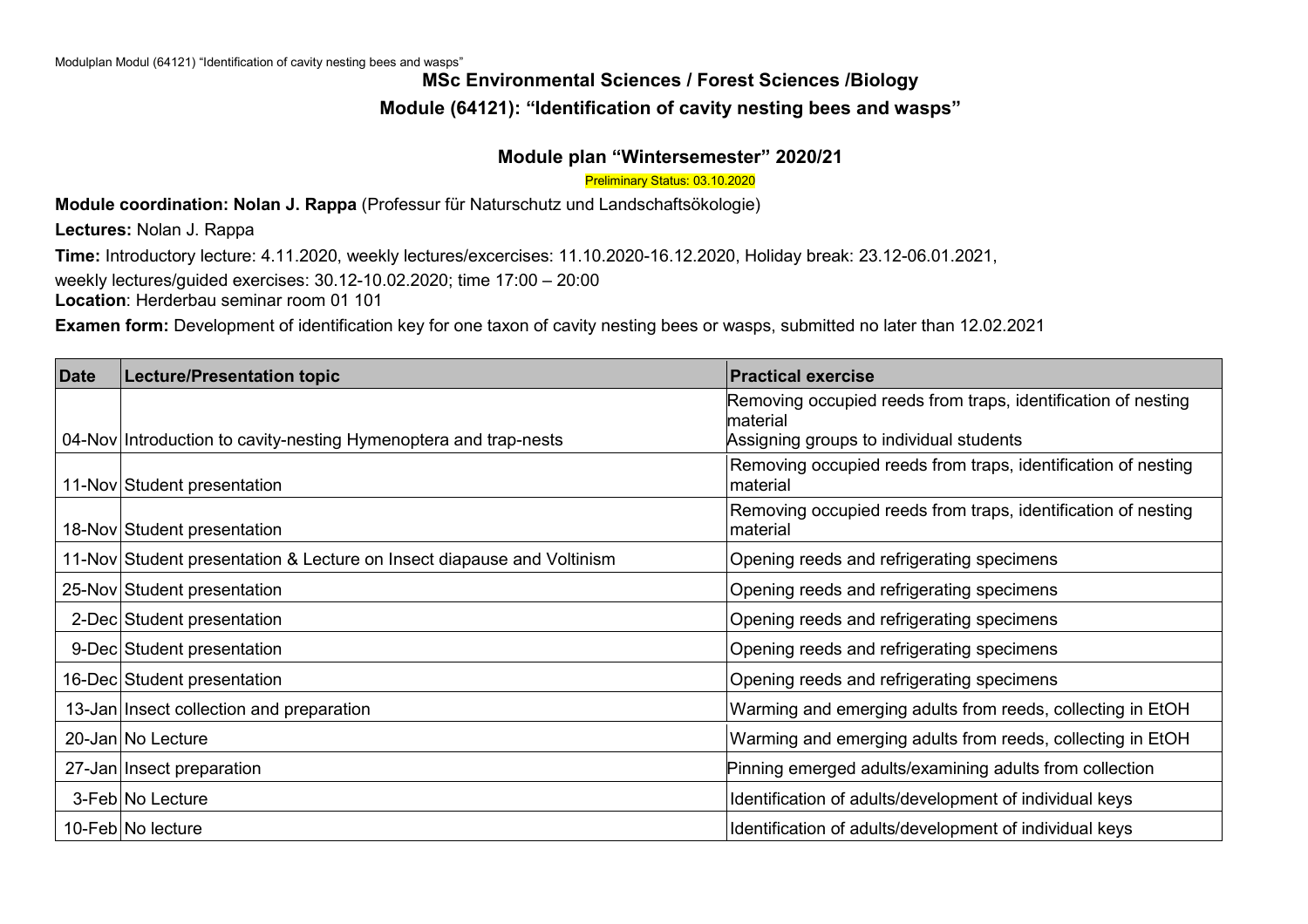**MSc Environmental Sciences / Forest Sciences /Biology**

**Module (64121): "Identification of cavity nesting bees and wasps"**

## Module plan "Wintersemester" 2020/21

Preliminary Status: 03.10.2020

**Module coordination: Nolan J. Rappa** (Professur für Naturschutz und Landschaftsökologie)

**Lectures:** Nolan J. Rappa

**Time:** Introductory lecture: 4.11.2020, weekly lectures/excercises: 11.10.2020-16.12.2020, Holiday break: 23.12-06.01.2021,
weekly lectures/guided exercises: 30.12-10.02.2020; time 17:00 – 20:00

**Location**: Herderbau seminar room 01 101

**Examen form:** Development of identification key for one taxon of cavity nesting bees or wasps, submitted no later than 12.02.2021

| Date | Lecture/Presentation topic | Practical exercise |
|---|---|---|
| 04-Nov | Introduction to cavity-nesting Hymenoptera and trap-nests | Removing occupied reeds from traps, identification of nesting material<br>Assigning groups to individual students |
| 11-Nov | Student presentation | Removing occupied reeds from traps, identification of nesting material |
| 18-Nov | Student presentation | Removing occupied reeds from traps, identification of nesting material |
| 11-Nov | Student presentation & Lecture on Insect diapause and Voltinism | Opening reeds and refrigerating specimens |
| 25-Nov | Student presentation | Opening reeds and refrigerating specimens |
| 2-Dec | Student presentation | Opening reeds and refrigerating specimens |
| 9-Dec | Student presentation | Opening reeds and refrigerating specimens |
| 16-Dec | Student presentation | Opening reeds and refrigerating specimens |
| 13-Jan | Insect collection and preparation | Warming and emerging adults from reeds, collecting in EtOH |
| 20-Jan | No Lecture | Warming and emerging adults from reeds, collecting in EtOH |
| 27-Jan | Insect preparation | Pinning emerged adults/examining adults from collection |
| 3-Feb | No Lecture | Identification of adults/development of individual keys |
| 10-Feb | No lecture | Identification of adults/development of individual keys |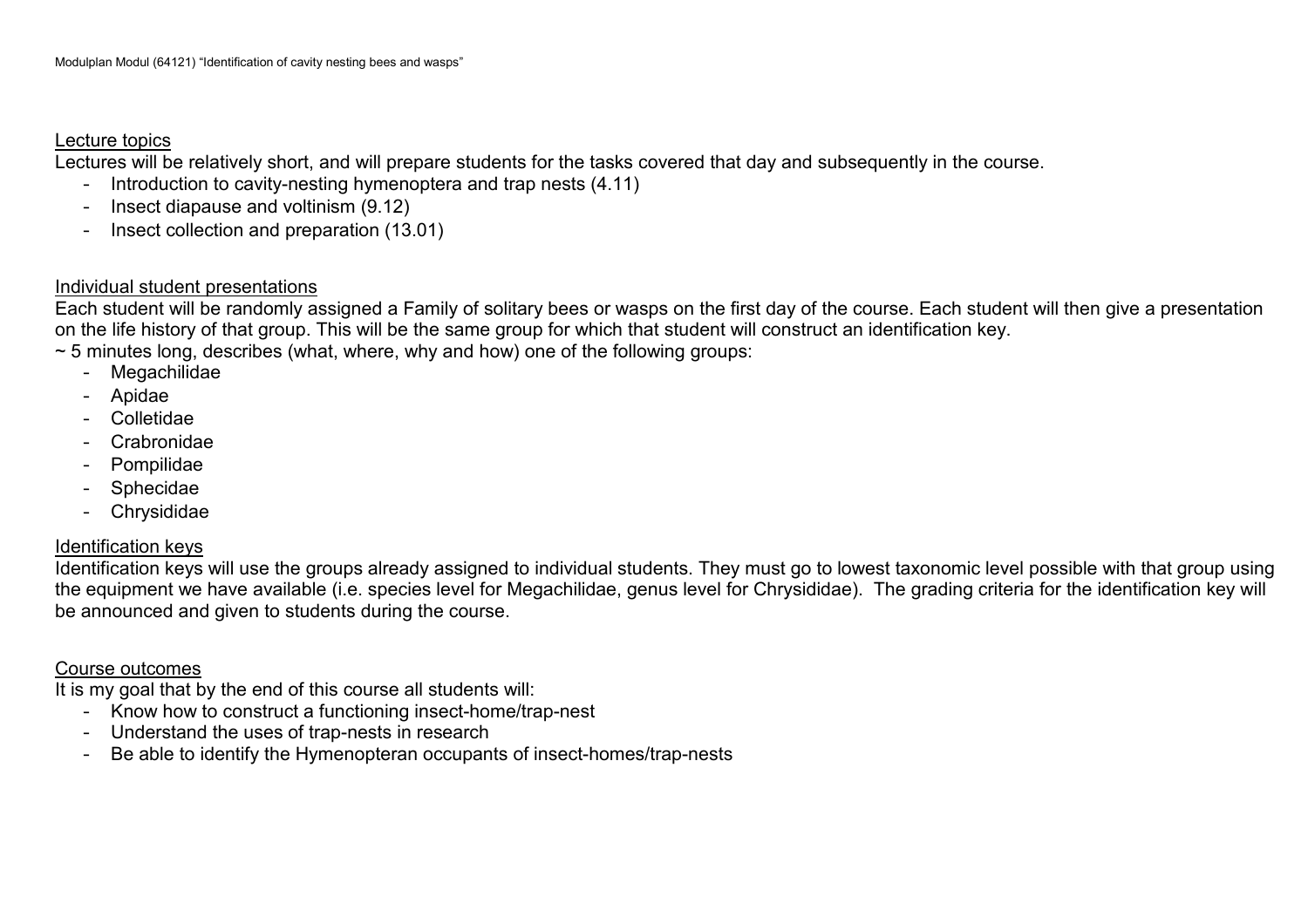## Lecture topics

Lectures will be relatively short, and will prepare students for the tasks covered that day and subsequently in the course.

- Introduction to cavity-nesting hymenoptera and trap nests (4.11)
- Insect diapause and voltinism (9.12)
- Insect collection and preparation (13.01)

## Individual student presentations

Each student will be randomly assigned a Family of solitary bees or wasps on the first day of the course. Each student will then give a presentation on the life history of that group. This will be the same group for which that student will construct an identification key.

~ 5 minutes long, describes (what, where, why and how) one of the following groups:

- Megachilidae
- Apidae
- Colletidae
- Crabronidae
- Pompilidae
- Sphecidae
- Chrysididae

## Identification keys

Identification keys will use the groups already assigned to individual students. They must go to lowest taxonomic level possible with that group using the equipment we have available (i.e. species level for Megachilidae, genus level for Chrysididae). The grading criteria for the identification key will be announced and given to students during the course.

## Course outcomes

It is my goal that by the end of this course all students will:

- Know how to construct a functioning insect-home/trap-nest
- Understand the uses of trap-nests in research
- Be able to identify the Hymenopteran occupants of insect-homes/trap-nests